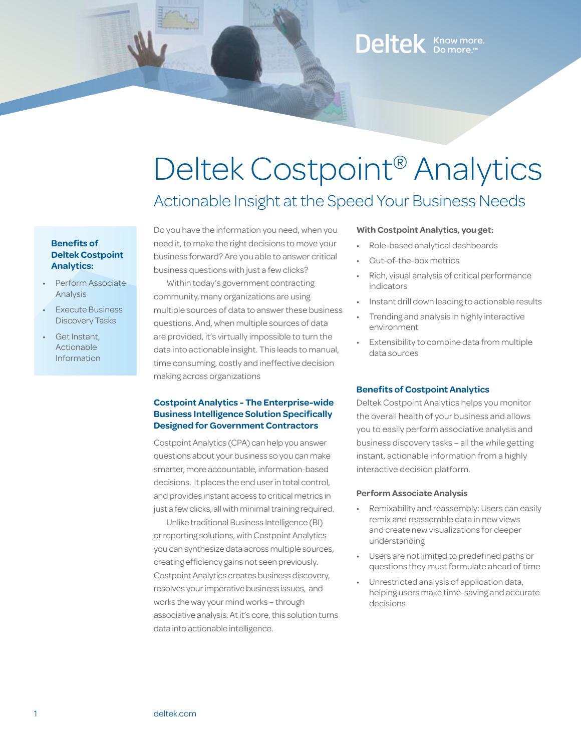Deltek Know more. Do more.™

# Deltek Costpoint® Analytics

## Actionable Insight at the Speed Your Business Needs

**Benefits of Deltek Costpoint Analytics:**

- Perform Associate Analysis
- Execute Business Discovery Tasks
- Get Instant, Actionable Information

Do you have the information you need, when you need it, to make the right decisions to move your business forward? Are you able to answer critical business questions with just a few clicks?

Within today's government contracting community, many organizations are using multiple sources of data to answer these business questions. And, when multiple sources of data are provided, it's virtually impossible to turn the data into actionable insight. This leads to manual, time consuming, costly and ineffective decision making across organizations

### Costpoint Analytics - The Enterprise-wide Business Intelligence Solution Specifically Designed for Government Contractors

Costpoint Analytics (CPA) can help you answer questions about your business so you can make smarter, more accountable, information-based decisions. It places the end user in total control, and provides instant access to critical metrics in just a few clicks, all with minimal training required.

Unlike traditional Business Intelligence (BI) or reporting solutions, with Costpoint Analytics you can synthesize data across multiple sources, creating efficiency gains not seen previously. Costpoint Analytics creates business discovery, resolves your imperative business issues, and works the way your mind works – through associative analysis. At it's core, this solution turns data into actionable intelligence.

**With Costpoint Analytics, you get:**

- Role-based analytical dashboards
- Out-of-the-box metrics
- Rich, visual analysis of critical performance indicators
- Instant drill down leading to actionable results
- Trending and analysis in highly interactive environment
- Extensibility to combine data from multiple data sources

### Benefits of Costpoint Analytics

Deltek Costpoint Analytics helps you monitor the overall health of your business and allows you to easily perform associative analysis and business discovery tasks – all the while getting instant, actionable information from a highly interactive decision platform.

#### Perform Associate Analysis

- Remixability and reassembly: Users can easily remix and reassemble data in new views and create new visualizations for deeper understanding
- Users are not limited to predefined paths or questions they must formulate ahead of time
- Unrestricted analysis of application data, helping users make time-saving and accurate decisions

deltek.com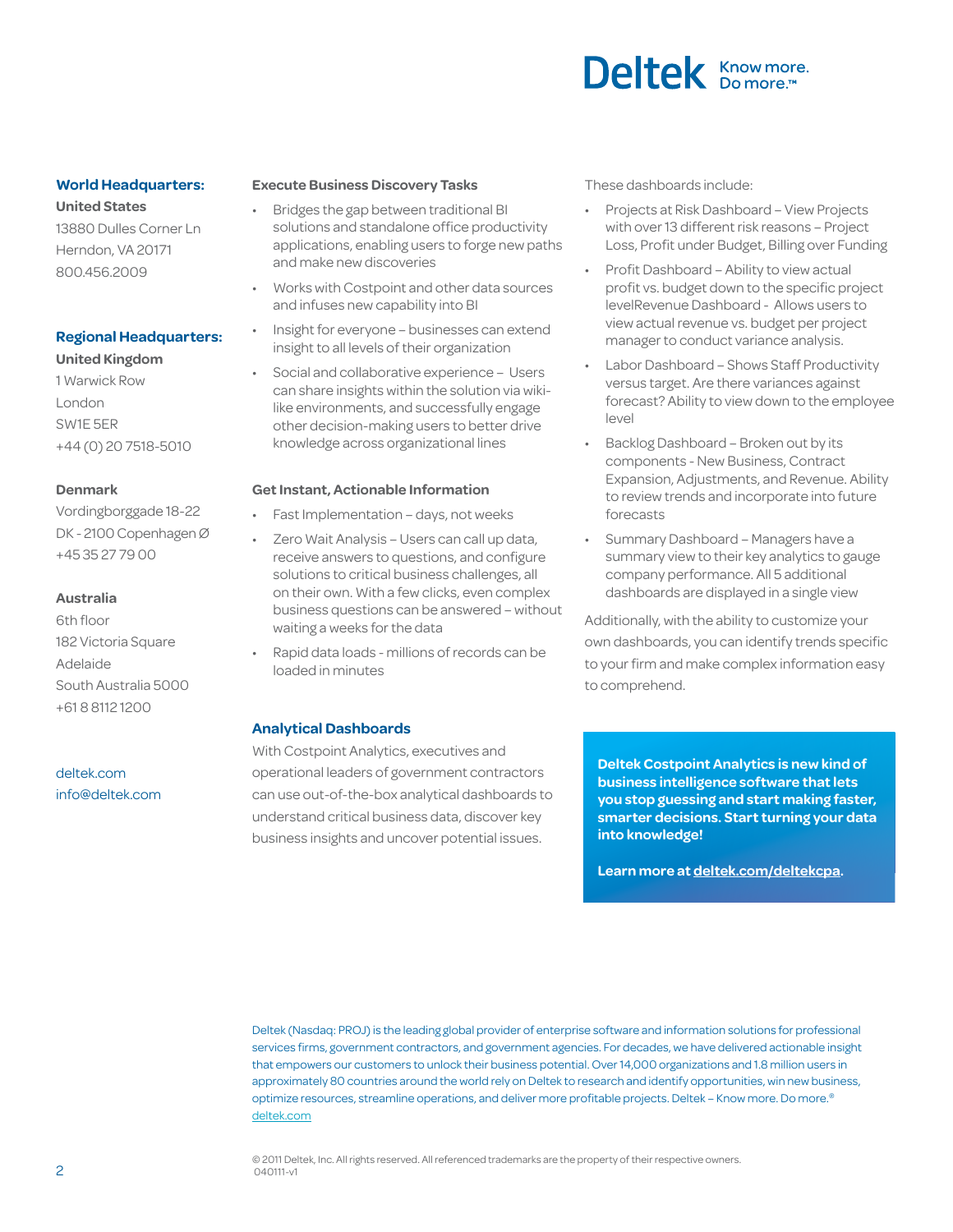**World Headquarters:**

**United States**
13880 Dulles Corner Ln
Herndon, VA 20171
800.456.2009

**Regional Headquarters:**

**United Kingdom**
1 Warwick Row
London
SW1E 5ER
+44 (0) 20 7518-5010

**Denmark**
Vordingborggade 18-22
DK - 2100 Copenhagen Ø
+45 35 27 79 00

**Australia**
6th floor
182 Victoria Square
Adelaide
South Australia 5000
+61 8 8112 1200

deltek.com
info@deltek.com

### Execute Business Discovery Tasks

- Bridges the gap between traditional BI solutions and standalone office productivity applications, enabling users to forge new paths and make new discoveries
- Works with Costpoint and other data sources and infuses new capability into BI
- Insight for everyone – businesses can extend insight to all levels of their organization
- Social and collaborative experience – Users can share insights within the solution via wiki-like environments, and successfully engage other decision-making users to better drive knowledge across organizational lines

### Get Instant, Actionable Information

- Fast Implementation – days, not weeks
- Zero Wait Analysis – Users can call up data, receive answers to questions, and configure solutions to critical business challenges, all on their own. With a few clicks, even complex business questions can be answered – without waiting a weeks for the data
- Rapid data loads - millions of records can be loaded in minutes

### Analytical Dashboards

With Costpoint Analytics, executives and operational leaders of government contractors can use out-of-the-box analytical dashboards to understand critical business data, discover key business insights and uncover potential issues.

These dashboards include:

- Projects at Risk Dashboard – View Projects with over 13 different risk reasons – Project Loss, Profit under Budget, Billing over Funding
- Profit Dashboard – Ability to view actual profit vs. budget down to the specific project levelRevenue Dashboard - Allows users to view actual revenue vs. budget per project manager to conduct variance analysis.
- Labor Dashboard – Shows Staff Productivity versus target. Are there variances against forecast? Ability to view down to the employee level
- Backlog Dashboard – Broken out by its components - New Business, Contract Expansion, Adjustments, and Revenue. Ability to review trends and incorporate into future forecasts
- Summary Dashboard – Managers have a summary view to their key analytics to gauge company performance. All 5 additional dashboards are displayed in a single view

Additionally, with the ability to customize your own dashboards, you can identify trends specific to your firm and make complex information easy to comprehend.

**Deltek Costpoint Analytics is new kind of business intelligence software that lets you stop guessing and start making faster, smarter decisions. Start turning your data into knowledge!**

**Learn more at deltek.com/deltekcpa.**

Deltek (Nasdaq: PROJ) is the leading global provider of enterprise software and information solutions for professional services firms, government contractors, and government agencies. For decades, we have delivered actionable insight that empowers our customers to unlock their business potential. Over 14,000 organizations and 1.8 million users in approximately 80 countries around the world rely on Deltek to research and identify opportunities, win new business, optimize resources, streamline operations, and deliver more profitable projects. Deltek – Know more. Do more.®
deltek.com

© 2011 Deltek, Inc. All rights reserved. All referenced trademarks are the property of their respective owners.
040111-v1